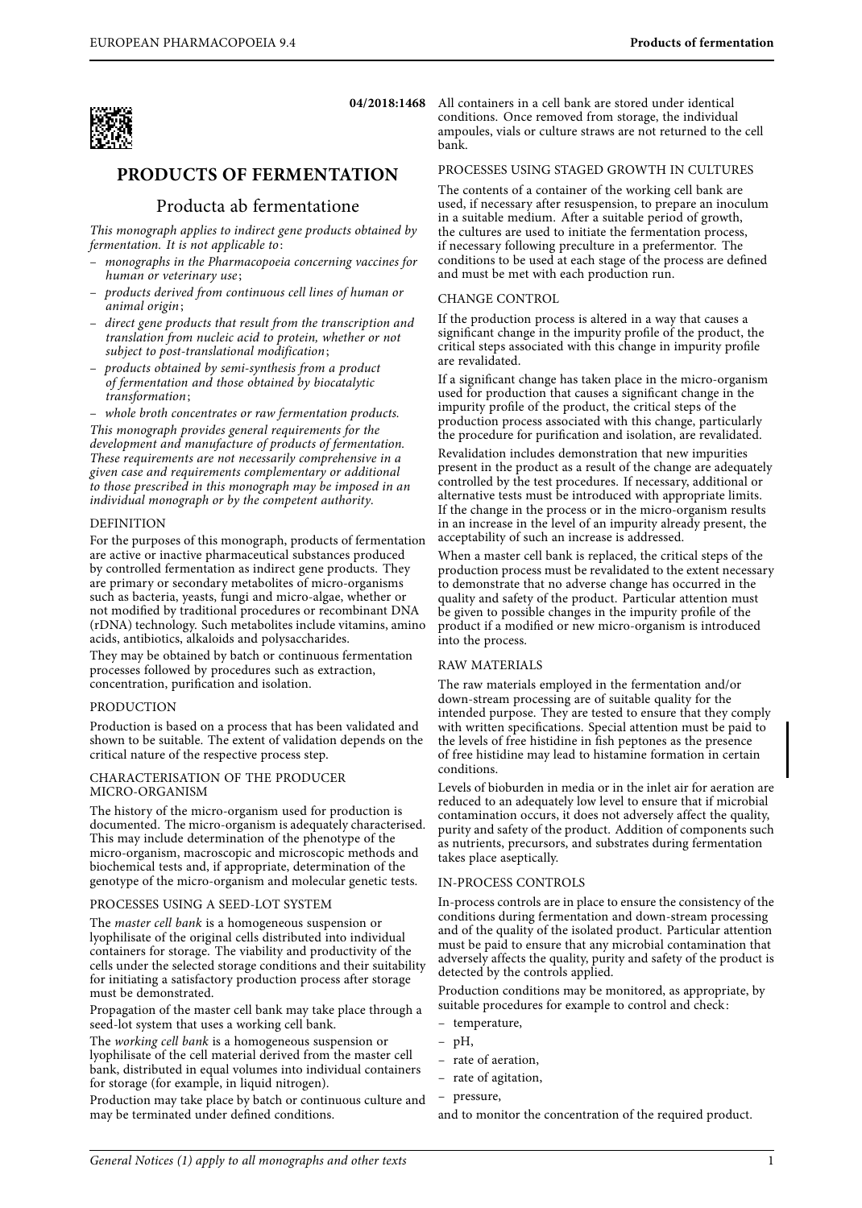04/2018:1468

# PRODUCTS OF FERMENTATION

## Producta ab fermentatione

*This monograph applies to indirect gene products obtained by fermentation. It is not applicable to:*

- *monographs in the Pharmacopoeia concerning vaccines for human or veterinary use;*
- *products derived from continuous cell lines of human or animal origin;*
- *direct gene products that result from the transcription and translation from nucleic acid to protein, whether or not subject to post-translational modification;*
- *products obtained by semi-synthesis from a product of fermentation and those obtained by biocatalytic transformation;*
- *whole broth concentrates or raw fermentation products.*

*This monograph provides general requirements for the development and manufacture of products of fermentation. These requirements are not necessarily comprehensive in a given case and requirements complementary or additional to those prescribed in this monograph may be imposed in an individual monograph or by the competent authority.*

### DEFINITION

For the purposes of this monograph, products of fermentation are active or inactive pharmaceutical substances produced by controlled fermentation as indirect gene products. They are primary or secondary metabolites of micro-organisms such as bacteria, yeasts, fungi and micro-algae, whether or not modified by traditional procedures or recombinant DNA (rDNA) technology. Such metabolites include vitamins, amino acids, antibiotics, alkaloids and polysaccharides.

They may be obtained by batch or continuous fermentation processes followed by procedures such as extraction, concentration, purification and isolation.

### PRODUCTION

Production is based on a process that has been validated and shown to be suitable. The extent of validation depends on the critical nature of the respective process step.

#### CHARACTERISATION OF THE PRODUCER MICRO-ORGANISM

The history of the micro-organism used for production is documented. The micro-organism is adequately characterised. This may include determination of the phenotype of the micro-organism, macroscopic and microscopic methods and biochemical tests and, if appropriate, determination of the genotype of the micro-organism and molecular genetic tests.

#### PROCESSES USING A SEED-LOT SYSTEM

The *master cell bank* is a homogeneous suspension or lyophilisate of the original cells distributed into individual containers for storage. The viability and productivity of the cells under the selected storage conditions and their suitability for initiating a satisfactory production process after storage must be demonstrated.

Propagation of the master cell bank may take place through a seed-lot system that uses a working cell bank.

The *working cell bank* is a homogeneous suspension or lyophilisate of the cell material derived from the master cell bank, distributed in equal volumes into individual containers for storage (for example, in liquid nitrogen).

Production may take place by batch or continuous culture and may be terminated under defined conditions.

All containers in a cell bank are stored under identical conditions. Once removed from storage, the individual ampoules, vials or culture straws are not returned to the cell bank.

#### PROCESSES USING STAGED GROWTH IN CULTURES

The contents of a container of the working cell bank are used, if necessary after resuspension, to prepare an inoculum in a suitable medium. After a suitable period of growth, the cultures are used to initiate the fermentation process, if necessary following preculture in a prefermentor. The conditions to be used at each stage of the process are defined and must be met with each production run.

#### CHANGE CONTROL

If the production process is altered in a way that causes a significant change in the impurity profile of the product, the critical steps associated with this change in impurity profile are revalidated.

If a significant change has taken place in the micro-organism used for production that causes a significant change in the impurity profile of the product, the critical steps of the production process associated with this change, particularly the procedure for purification and isolation, are revalidated.

Revalidation includes demonstration that new impurities present in the product as a result of the change are adequately controlled by the test procedures. If necessary, additional or alternative tests must be introduced with appropriate limits. If the change in the process or in the micro-organism results in an increase in the level of an impurity already present, the acceptability of such an increase is addressed.

When a master cell bank is replaced, the critical steps of the production process must be revalidated to the extent necessary to demonstrate that no adverse change has occurred in the quality and safety of the product. Particular attention must be given to possible changes in the impurity profile of the product if a modified or new micro-organism is introduced into the process.

#### RAW MATERIALS

The raw materials employed in the fermentation and/or down-stream processing are of suitable quality for the intended purpose. They are tested to ensure that they comply with written specifications. Special attention must be paid to the levels of free histidine in fish peptones as the presence of free histidine may lead to histamine formation in certain conditions.

Levels of bioburden in media or in the inlet air for aeration are reduced to an adequately low level to ensure that if microbial contamination occurs, it does not adversely affect the quality, purity and safety of the product. Addition of components such as nutrients, precursors, and substrates during fermentation takes place aseptically.

#### IN-PROCESS CONTROLS

In-process controls are in place to ensure the consistency of the conditions during fermentation and down-stream processing and of the quality of the isolated product. Particular attention must be paid to ensure that any microbial contamination that adversely affects the quality, purity and safety of the product is detected by the controls applied.

Production conditions may be monitored, as appropriate, by suitable procedures for example to control and check:

- temperature,
- pH,
- rate of aeration,
- rate of agitation,
- pressure,

and to monitor the concentration of the required product.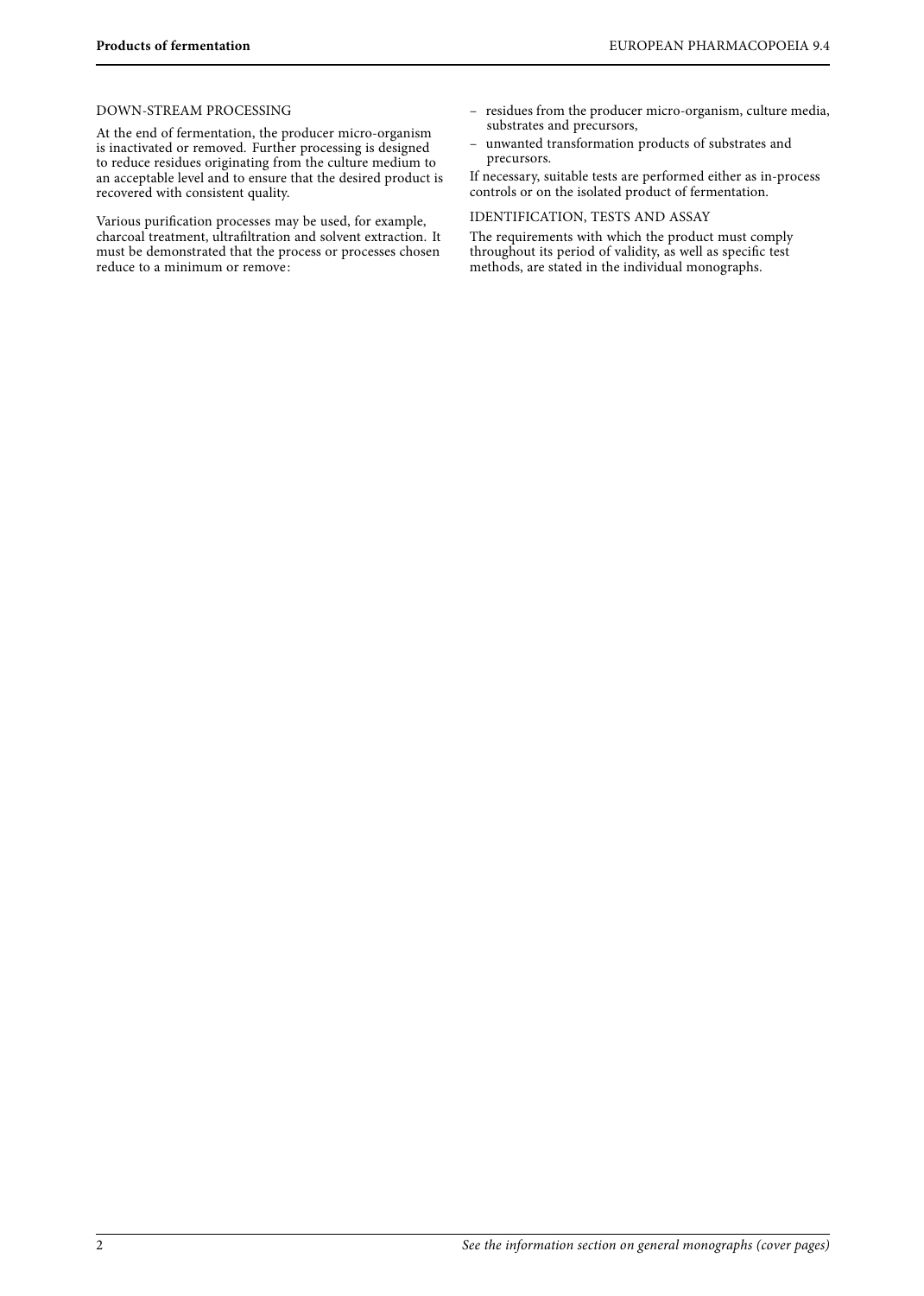## DOWN-STREAM PROCESSING

At the end of fermentation, the producer micro-organism is inactivated or removed. Further processing is designed to reduce residues originating from the culture medium to an acceptable level and to ensure that the desired product is recovered with consistent quality.

Various purification processes may be used, for example, charcoal treatment, ultrafiltration and solvent extraction. It must be demonstrated that the process or processes chosen reduce to a minimum or remove:

- residues from the producer micro-organism, culture media, substrates and precursors,
- unwanted transformation products of substrates and precursors.

If necessary, suitable tests are performed either as in-process controls or on the isolated product of fermentation.

## IDENTIFICATION, TESTS AND ASSAY

The requirements with which the product must comply throughout its period of validity, as well as specific test methods, are stated in the individual monographs.